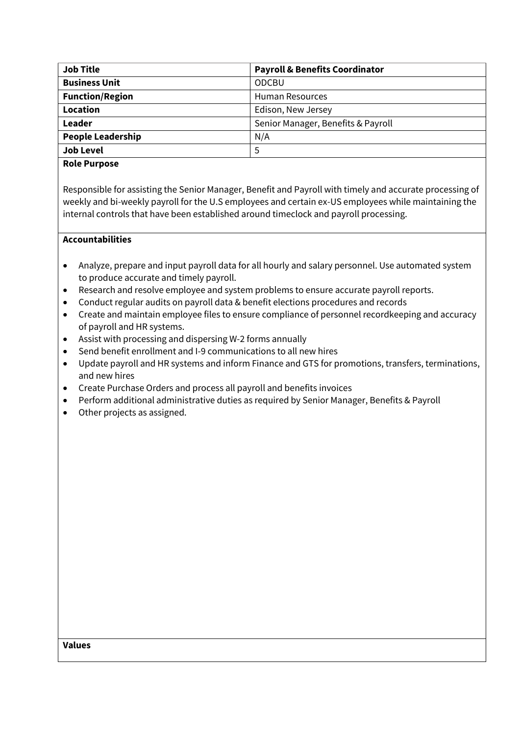| Job Title | Payroll & Benefits Coordinator |
| --- | --- |
| **Business Unit** | ODCBU |
| **Function/Region** | Human Resources |
| **Location** | Edison, New Jersey |
| **Leader** | Senior Manager, Benefits & Payroll |
| **People Leadership** | N/A |
| **Job Level** | 5 |

**Role Purpose**

Responsible for assisting the Senior Manager, Benefit and Payroll with timely and accurate processing of weekly and bi-weekly payroll for the U.S employees and certain ex-US employees while maintaining the internal controls that have been established around timeclock and payroll processing.

**Accountabilities**

- Analyze, prepare and input payroll data for all hourly and salary personnel. Use automated system to produce accurate and timely payroll.
- Research and resolve employee and system problems to ensure accurate payroll reports.
- Conduct regular audits on payroll data & benefit elections procedures and records
- Create and maintain employee files to ensure compliance of personnel recordkeeping and accuracy of payroll and HR systems.
- Assist with processing and dispersing W-2 forms annually
- Send benefit enrollment and I-9 communications to all new hires
- Update payroll and HR systems and inform Finance and GTS for promotions, transfers, terminations, and new hires
- Create Purchase Orders and process all payroll and benefits invoices
- Perform additional administrative duties as required by Senior Manager, Benefits & Payroll
- Other projects as assigned.

**Values**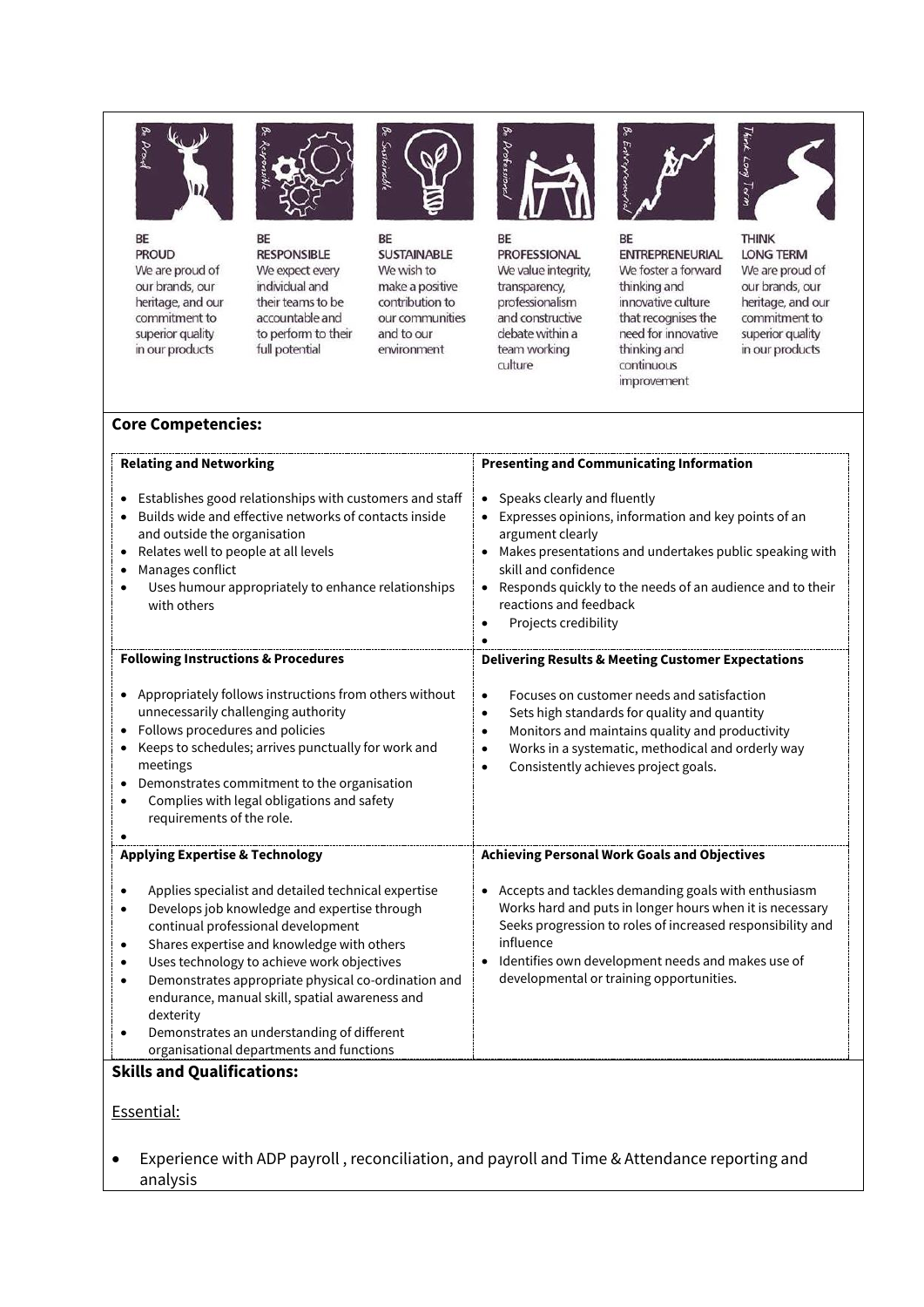| BE PROUD | BE RESPONSIBLE | BE SUSTAINABLE | BE PROFESSIONAL | BE ENTREPRENEURIAL | THINK LONG TERM |
|---|---|---|---|---|---|
| We are proud of our brands, our heritage, and our commitment to superior quality in our products | We expect every individual and their teams to be accountable and to perform to their full potential | We wish to make a positive contribution to our communities and to our environment | We value integrity, transparency, professionalism and constructive debate within a team working culture | We foster a forward thinking and innovative culture that recognises the need for innovative thinking and continuous improvement | We are proud of our brands, our heritage, and our commitment to superior quality in our products |

**Core Competencies:**

**Relating and Networking**

- Establishes good relationships with customers and staff
- Builds wide and effective networks of contacts inside and outside the organisation
- Relates well to people at all levels
- Manages conflict
- Uses humour appropriately to enhance relationships with others

**Presenting and Communicating Information**

- Speaks clearly and fluently
- Expresses opinions, information and key points of an argument clearly
- Makes presentations and undertakes public speaking with skill and confidence
- Responds quickly to the needs of an audience and to their reactions and feedback
- Projects credibility

**Following Instructions & Procedures**

- Appropriately follows instructions from others without unnecessarily challenging authority
- Follows procedures and policies
- Keeps to schedules; arrives punctually for work and meetings
- Demonstrates commitment to the organisation
- Complies with legal obligations and safety requirements of the role.

**Delivering Results & Meeting Customer Expectations**

- Focuses on customer needs and satisfaction
- Sets high standards for quality and quantity
- Monitors and maintains quality and productivity
- Works in a systematic, methodical and orderly way
- Consistently achieves project goals.

**Applying Expertise & Technology**

- Applies specialist and detailed technical expertise
- Develops job knowledge and expertise through continual professional development
- Shares expertise and knowledge with others
- Uses technology to achieve work objectives
- Demonstrates appropriate physical co-ordination and endurance, manual skill, spatial awareness and dexterity
- Demonstrates an understanding of different organisational departments and functions

**Achieving Personal Work Goals and Objectives**

- Accepts and tackles demanding goals with enthusiasm Works hard and puts in longer hours when it is necessary Seeks progression to roles of increased responsibility and influence
- Identifies own development needs and makes use of developmental or training opportunities.

**Skills and Qualifications:**

Essential:

- Experience with ADP payroll , reconciliation, and payroll and Time & Attendance reporting and analysis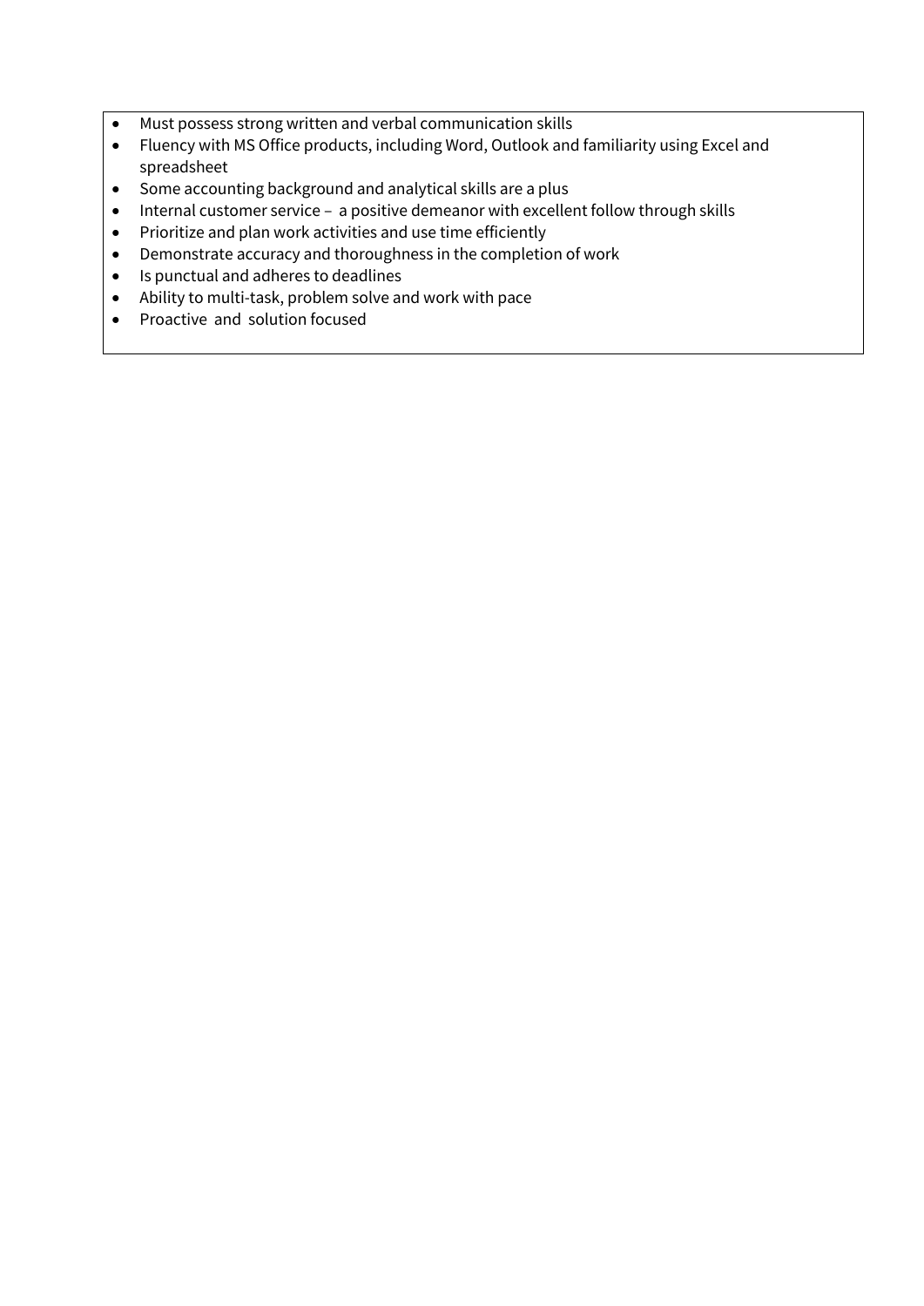- Must possess strong written and verbal communication skills
- Fluency with MS Office products, including Word, Outlook and familiarity using Excel and spreadsheet
- Some accounting background and analytical skills are a plus
- Internal customer service – a positive demeanor with excellent follow through skills
- Prioritize and plan work activities and use time efficiently
- Demonstrate accuracy and thoroughness in the completion of work
- Is punctual and adheres to deadlines
- Ability to multi-task, problem solve and work with pace
- Proactive and solution focused